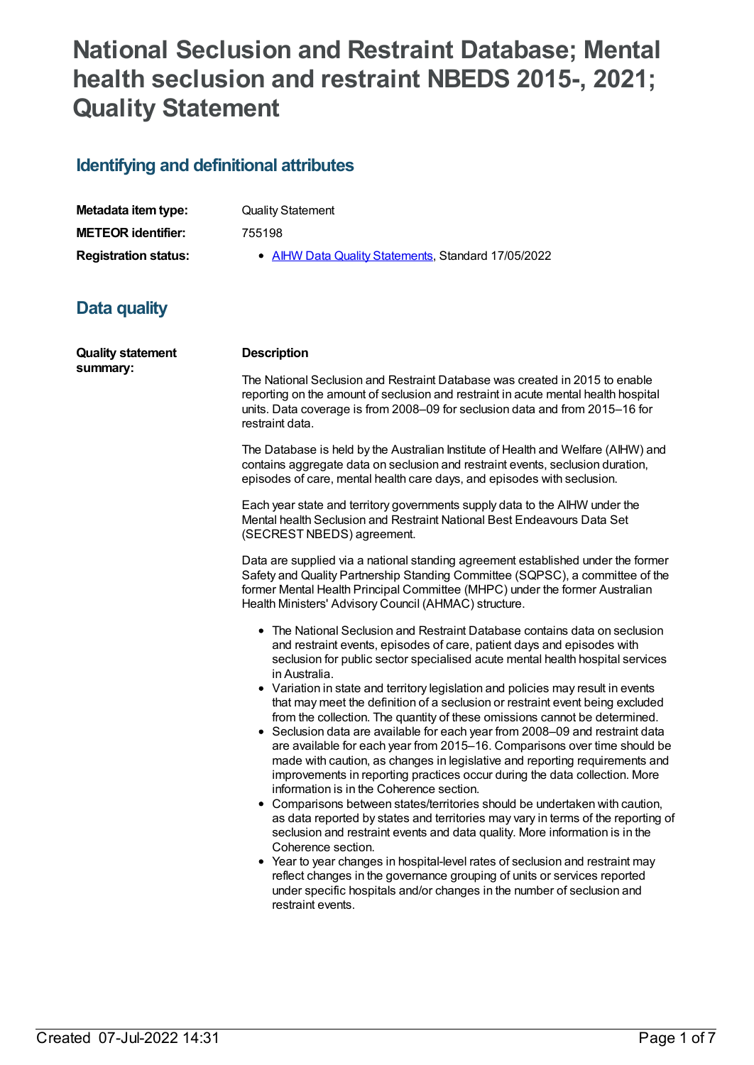# National Seclusion and Restraint Database; Mental health seclusion and restraint NBEDS 2015-, 2021; Quality Statement

## Identifying and definitional attributes

| | |
|---|---|
| **Metadata item type:** | Quality Statement |
| **METEOR identifier:** | 755198 |
| **Registration status:** | • AIHW Data Quality Statements, Standard 17/05/2022 |

## Data quality

**Quality statement summary:**

**Description**

The National Seclusion and Restraint Database was created in 2015 to enable reporting on the amount of seclusion and restraint in acute mental health hospital units. Data coverage is from 2008–09 for seclusion data and from 2015–16 for restraint data.

The Database is held by the Australian Institute of Health and Welfare (AIHW) and contains aggregate data on seclusion and restraint events, seclusion duration, episodes of care, mental health care days, and episodes with seclusion.

Each year state and territory governments supply data to the AIHW under the Mental health Seclusion and Restraint National Best Endeavours Data Set (SECREST NBEDS) agreement.

Data are supplied via a national standing agreement established under the former Safety and Quality Partnership Standing Committee (SQPSC), a committee of the former Mental Health Principal Committee (MHPC) under the former Australian Health Ministers' Advisory Council (AHMAC) structure.

- The National Seclusion and Restraint Database contains data on seclusion and restraint events, episodes of care, patient days and episodes with seclusion for public sector specialised acute mental health hospital services in Australia.
- Variation in state and territory legislation and policies may result in events that may meet the definition of a seclusion or restraint event being excluded from the collection. The quantity of these omissions cannot be determined.
- Seclusion data are available for each year from 2008–09 and restraint data are available for each year from 2015–16. Comparisons over time should be made with caution, as changes in legislative and reporting requirements and improvements in reporting practices occur during the data collection. More information is in the Coherence section.
- Comparisons between states/territories should be undertaken with caution, as data reported by states and territories may vary in terms of the reporting of seclusion and restraint events and data quality. More information is in the Coherence section.
- Year to year changes in hospital-level rates of seclusion and restraint may reflect changes in the governance grouping of units or services reported under specific hospitals and/or changes in the number of seclusion and restraint events.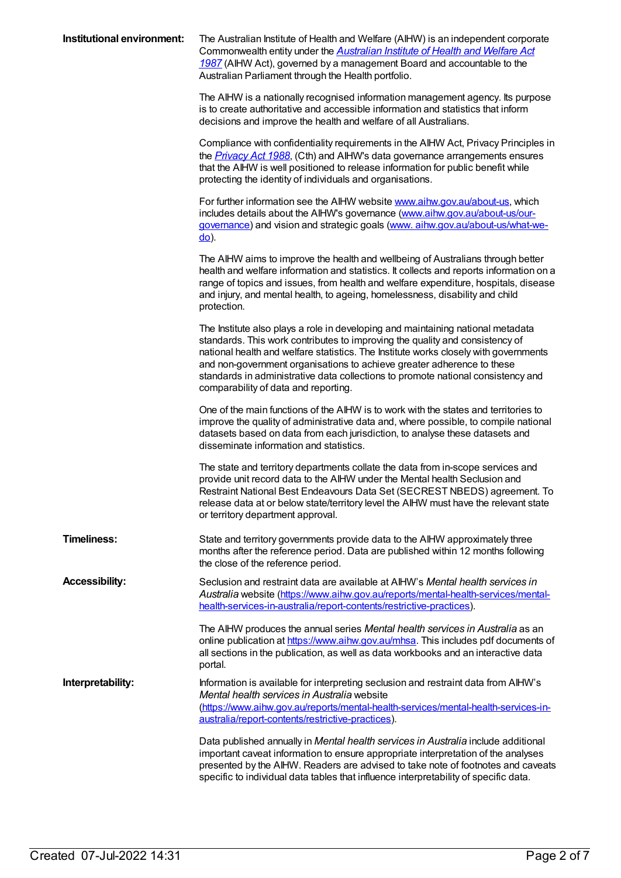**Institutional environment:**

The Australian Institute of Health and Welfare (AIHW) is an independent corporate Commonwealth entity under the *[Australian Institute of Health and Welfare Act 1987](Australian Institute of Health and Welfare Act 1987)* (AIHW Act), governed by a management Board and accountable to the Australian Parliament through the Health portfolio.

The AIHW is a nationally recognised information management agency. Its purpose is to create authoritative and accessible information and statistics that inform decisions and improve the health and welfare of all Australians.

Compliance with confidentiality requirements in the AIHW Act, Privacy Principles in the *Privacy Act 1988*, (Cth) and AIHW's data governance arrangements ensures that the AIHW is well positioned to release information for public benefit while protecting the identity of individuals and organisations.

For further information see the AIHW website www.aihw.gov.au/about-us, which includes details about the AIHW's governance (www.aihw.gov.au/about-us/our-governance) and vision and strategic goals (www. aihw.gov.au/about-us/what-we-do).

The AIHW aims to improve the health and wellbeing of Australians through better health and welfare information and statistics. It collects and reports information on a range of topics and issues, from health and welfare expenditure, hospitals, disease and injury, and mental health, to ageing, homelessness, disability and child protection.

The Institute also plays a role in developing and maintaining national metadata standards. This work contributes to improving the quality and consistency of national health and welfare statistics. The Institute works closely with governments and non-government organisations to achieve greater adherence to these standards in administrative data collections to promote national consistency and comparability of data and reporting.

One of the main functions of the AIHW is to work with the states and territories to improve the quality of administrative data and, where possible, to compile national datasets based on data from each jurisdiction, to analyse these datasets and disseminate information and statistics.

The state and territory departments collate the data from in-scope services and provide unit record data to the AIHW under the Mental health Seclusion and Restraint National Best Endeavours Data Set (SECREST NBEDS) agreement. To release data at or below state/territory level the AIHW must have the relevant state or territory department approval.

**Timeliness:**

State and territory governments provide data to the AIHW approximately three months after the reference period. Data are published within 12 months following the close of the reference period.

**Accessibility:**

Seclusion and restraint data are available at AIHW's *Mental health services in Australia* website (https://www.aihw.gov.au/reports/mental-health-services/mental-health-services-in-australia/report-contents/restrictive-practices).

The AIHW produces the annual series *Mental health services in Australia* as an online publication at https://www.aihw.gov.au/mhsa. This includes pdf documents of all sections in the publication, as well as data workbooks and an interactive data portal.

**Interpretability:**

Information is available for interpreting seclusion and restraint data from AIHW's *Mental health services in Australia* website (https://www.aihw.gov.au/reports/mental-health-services/mental-health-services-in-australia/report-contents/restrictive-practices).

Data published annually in *Mental health services in Australia* include additional important caveat information to ensure appropriate interpretation of the analyses presented by the AIHW. Readers are advised to take note of footnotes and caveats specific to individual data tables that influence interpretability of specific data.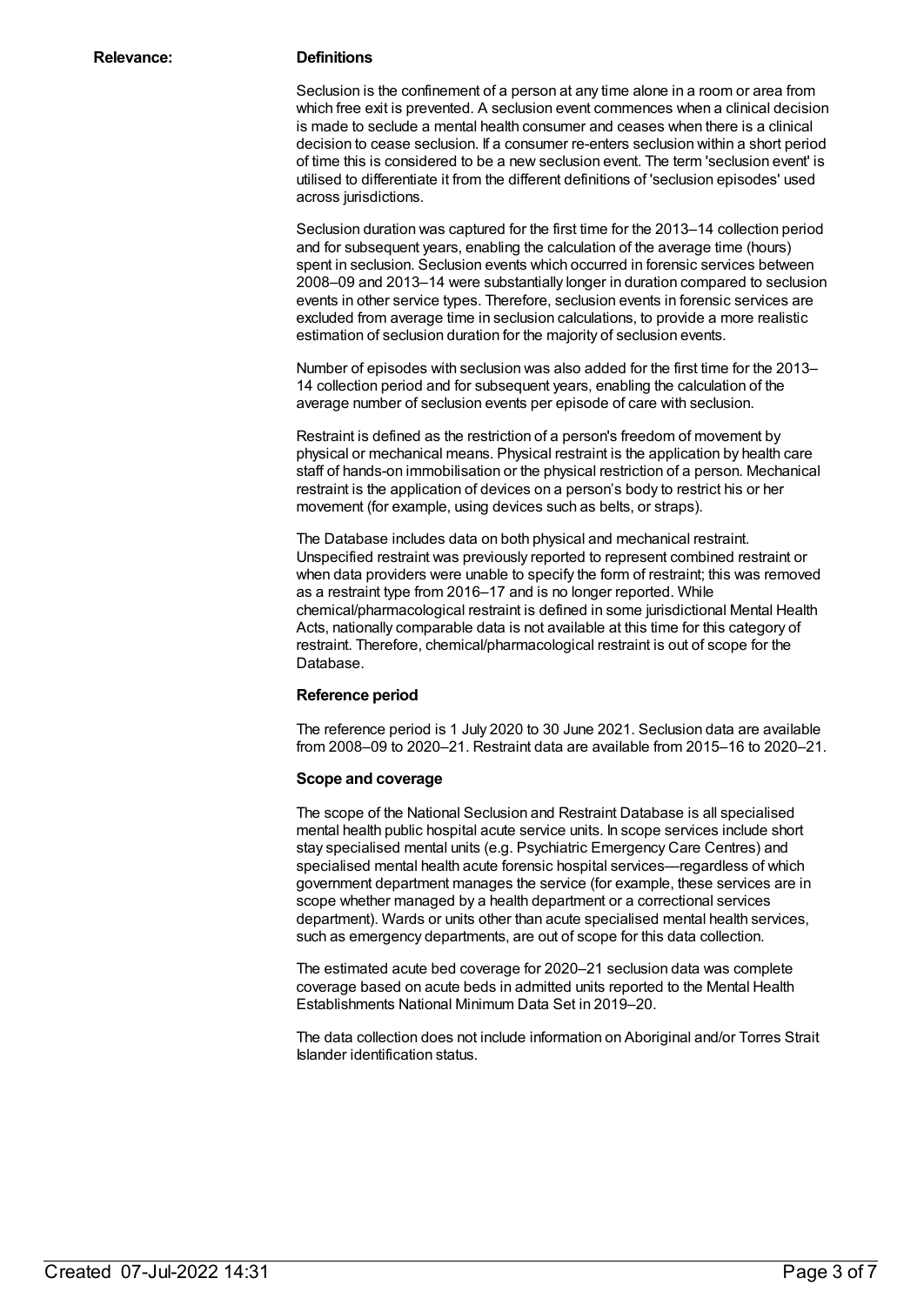**Relevance:**

**Definitions**

Seclusion is the confinement of a person at any time alone in a room or area from which free exit is prevented. A seclusion event commences when a clinical decision is made to seclude a mental health consumer and ceases when there is a clinical decision to cease seclusion. If a consumer re-enters seclusion within a short period of time this is considered to be a new seclusion event. The term 'seclusion event' is utilised to differentiate it from the different definitions of 'seclusion episodes' used across jurisdictions.

Seclusion duration was captured for the first time for the 2013–14 collection period and for subsequent years, enabling the calculation of the average time (hours) spent in seclusion. Seclusion events which occurred in forensic services between 2008–09 and 2013–14 were substantially longer in duration compared to seclusion events in other service types. Therefore, seclusion events in forensic services are excluded from average time in seclusion calculations, to provide a more realistic estimation of seclusion duration for the majority of seclusion events.

Number of episodes with seclusion was also added for the first time for the 2013–14 collection period and for subsequent years, enabling the calculation of the average number of seclusion events per episode of care with seclusion.

Restraint is defined as the restriction of a person's freedom of movement by physical or mechanical means. Physical restraint is the application by health care staff of hands-on immobilisation or the physical restriction of a person. Mechanical restraint is the application of devices on a person's body to restrict his or her movement (for example, using devices such as belts, or straps).

The Database includes data on both physical and mechanical restraint. Unspecified restraint was previously reported to represent combined restraint or when data providers were unable to specify the form of restraint; this was removed as a restraint type from 2016–17 and is no longer reported. While chemical/pharmacological restraint is defined in some jurisdictional Mental Health Acts, nationally comparable data is not available at this time for this category of restraint. Therefore, chemical/pharmacological restraint is out of scope for the Database.

**Reference period**

The reference period is 1 July 2020 to 30 June 2021. Seclusion data are available from 2008–09 to 2020–21. Restraint data are available from 2015–16 to 2020–21.

**Scope and coverage**

The scope of the National Seclusion and Restraint Database is all specialised mental health public hospital acute service units. In scope services include short stay specialised mental units (e.g. Psychiatric Emergency Care Centres) and specialised mental health acute forensic hospital services—regardless of which government department manages the service (for example, these services are in scope whether managed by a health department or a correctional services department). Wards or units other than acute specialised mental health services, such as emergency departments, are out of scope for this data collection.

The estimated acute bed coverage for 2020–21 seclusion data was complete coverage based on acute beds in admitted units reported to the Mental Health Establishments National Minimum Data Set in 2019–20.

The data collection does not include information on Aboriginal and/or Torres Strait Islander identification status.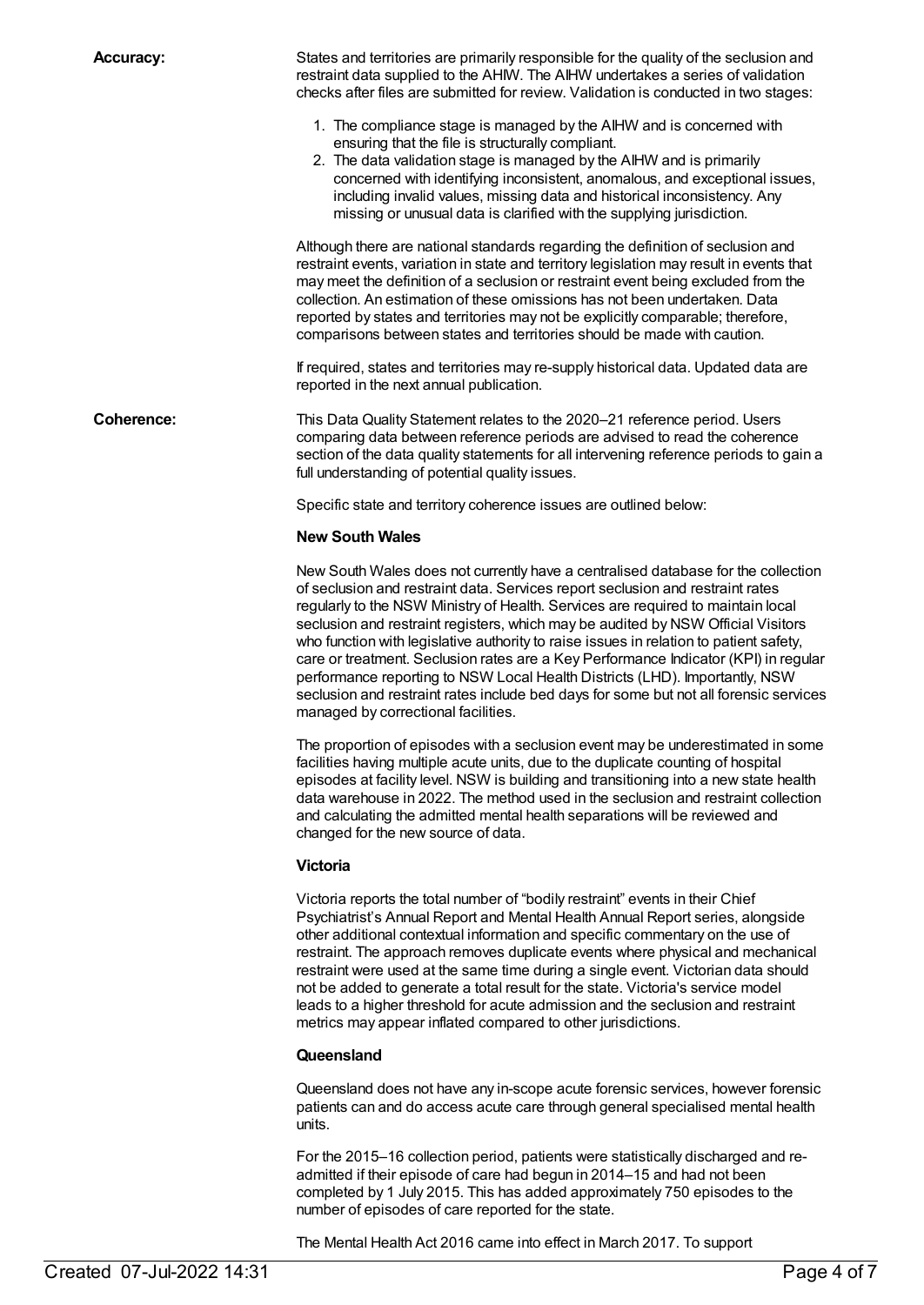**Accuracy:**

States and territories are primarily responsible for the quality of the seclusion and restraint data supplied to the AIHW. The AIHW undertakes a series of validation checks after files are submitted for review. Validation is conducted in two stages:

1. The compliance stage is managed by the AIHW and is concerned with ensuring that the file is structurally compliant.
2. The data validation stage is managed by the AIHW and is primarily concerned with identifying inconsistent, anomalous, and exceptional issues, including invalid values, missing data and historical inconsistency. Any missing or unusual data is clarified with the supplying jurisdiction.

Although there are national standards regarding the definition of seclusion and restraint events, variation in state and territory legislation may result in events that may meet the definition of a seclusion or restraint event being excluded from the collection. An estimation of these omissions has not been undertaken. Data reported by states and territories may not be explicitly comparable; therefore, comparisons between states and territories should be made with caution.

If required, states and territories may re-supply historical data. Updated data are reported in the next annual publication.

**Coherence:**

This Data Quality Statement relates to the 2020–21 reference period. Users comparing data between reference periods are advised to read the coherence section of the data quality statements for all intervening reference periods to gain a full understanding of potential quality issues.

Specific state and territory coherence issues are outlined below:

**New South Wales**

New South Wales does not currently have a centralised database for the collection of seclusion and restraint data. Services report seclusion and restraint rates regularly to the NSW Ministry of Health. Services are required to maintain local seclusion and restraint registers, which may be audited by NSW Official Visitors who function with legislative authority to raise issues in relation to patient safety, care or treatment. Seclusion rates are a Key Performance Indicator (KPI) in regular performance reporting to NSW Local Health Districts (LHD). Importantly, NSW seclusion and restraint rates include bed days for some but not all forensic services managed by correctional facilities.

The proportion of episodes with a seclusion event may be underestimated in some facilities having multiple acute units, due to the duplicate counting of hospital episodes at facility level. NSW is building and transitioning into a new state health data warehouse in 2022. The method used in the seclusion and restraint collection and calculating the admitted mental health separations will be reviewed and changed for the new source of data.

**Victoria**

Victoria reports the total number of "bodily restraint" events in their Chief Psychiatrist's Annual Report and Mental Health Annual Report series, alongside other additional contextual information and specific commentary on the use of restraint. The approach removes duplicate events where physical and mechanical restraint were used at the same time during a single event. Victorian data should not be added to generate a total result for the state. Victoria's service model leads to a higher threshold for acute admission and the seclusion and restraint metrics may appear inflated compared to other jurisdictions.

**Queensland**

Queensland does not have any in-scope acute forensic services, however forensic patients can and do access acute care through general specialised mental health units.

For the 2015–16 collection period, patients were statistically discharged and re-admitted if their episode of care had begun in 2014–15 and had not been completed by 1 July 2015. This has added approximately 750 episodes to the number of episodes of care reported for the state.

The Mental Health Act 2016 came into effect in March 2017. To support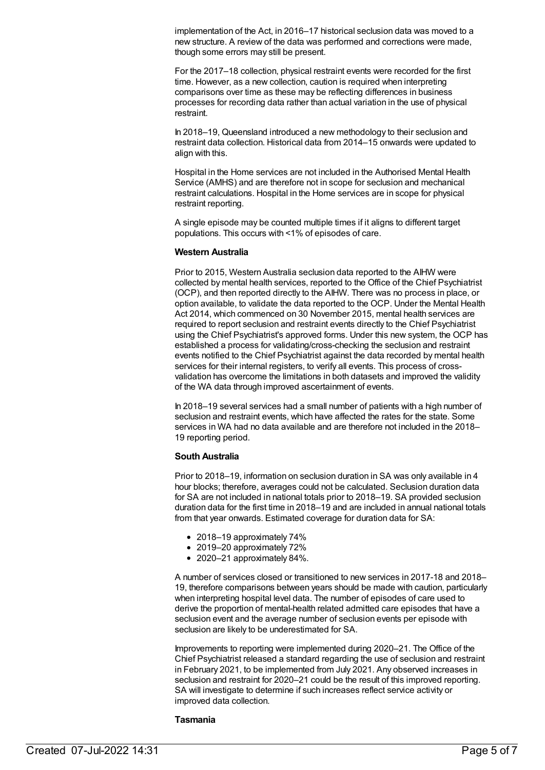implementation of the Act, in 2016–17 historical seclusion data was moved to a new structure. A review of the data was performed and corrections were made, though some errors may still be present.

For the 2017–18 collection, physical restraint events were recorded for the first time. However, as a new collection, caution is required when interpreting comparisons over time as these may be reflecting differences in business processes for recording data rather than actual variation in the use of physical restraint.

In 2018–19, Queensland introduced a new methodology to their seclusion and restraint data collection. Historical data from 2014–15 onwards were updated to align with this.

Hospital in the Home services are not included in the Authorised Mental Health Service (AMHS) and are therefore not in scope for seclusion and mechanical restraint calculations. Hospital in the Home services are in scope for physical restraint reporting.

A single episode may be counted multiple times if it aligns to different target populations. This occurs with <1% of episodes of care.

**Western Australia**

Prior to 2015, Western Australia seclusion data reported to the AIHW were collected by mental health services, reported to the Office of the Chief Psychiatrist (OCP), and then reported directly to the AIHW. There was no process in place, or option available, to validate the data reported to the OCP. Under the Mental Health Act 2014, which commenced on 30 November 2015, mental health services are required to report seclusion and restraint events directly to the Chief Psychiatrist using the Chief Psychiatrist's approved forms. Under this new system, the OCP has established a process for validating/cross-checking the seclusion and restraint events notified to the Chief Psychiatrist against the data recorded by mental health services for their internal registers, to verify all events. This process of cross-validation has overcome the limitations in both datasets and improved the validity of the WA data through improved ascertainment of events.

In 2018–19 several services had a small number of patients with a high number of seclusion and restraint events, which have affected the rates for the state. Some services in WA had no data available and are therefore not included in the 2018–19 reporting period.

**South Australia**

Prior to 2018–19, information on seclusion duration in SA was only available in 4 hour blocks; therefore, averages could not be calculated. Seclusion duration data for SA are not included in national totals prior to 2018–19. SA provided seclusion duration data for the first time in 2018–19 and are included in annual national totals from that year onwards. Estimated coverage for duration data for SA:

- 2018–19 approximately 74%
- 2019–20 approximately 72%
- 2020–21 approximately 84%.

A number of services closed or transitioned to new services in 2017-18 and 2018–19, therefore comparisons between years should be made with caution, particularly when interpreting hospital level data. The number of episodes of care used to derive the proportion of mental-health related admitted care episodes that have a seclusion event and the average number of seclusion events per episode with seclusion are likely to be underestimated for SA.

Improvements to reporting were implemented during 2020–21. The Office of the Chief Psychiatrist released a standard regarding the use of seclusion and restraint in February 2021, to be implemented from July 2021. Any observed increases in seclusion and restraint for 2020–21 could be the result of this improved reporting. SA will investigate to determine if such increases reflect service activity or improved data collection.

**Tasmania**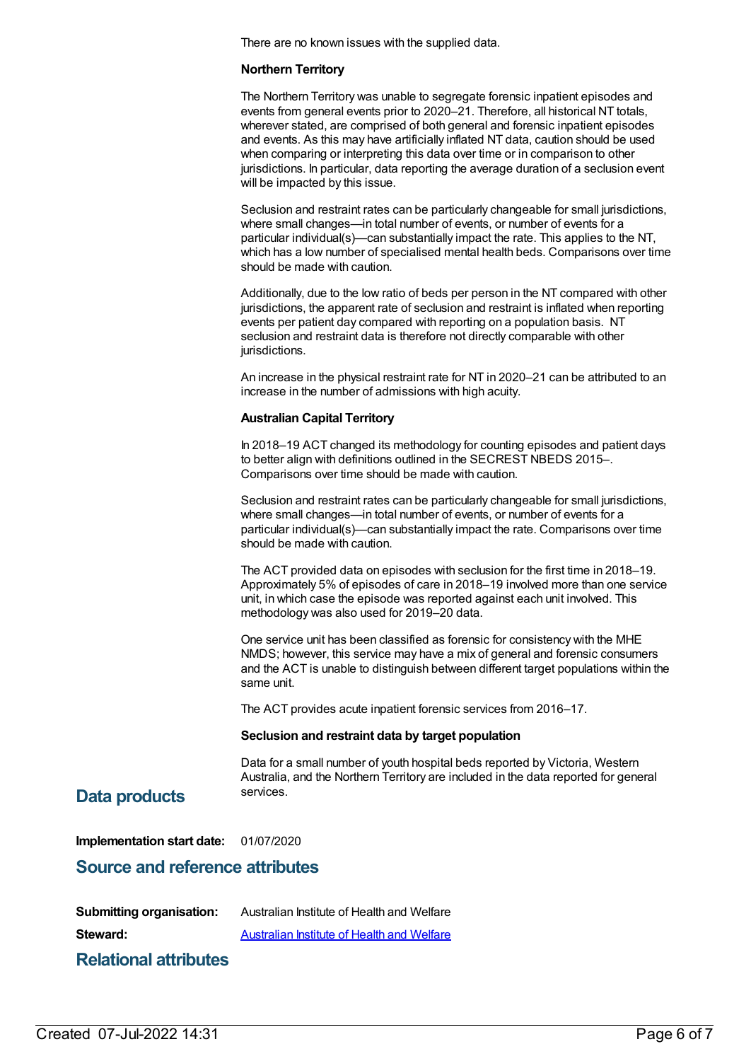There are no known issues with the supplied data.

**Northern Territory**

The Northern Territory was unable to segregate forensic inpatient episodes and events from general events prior to 2020–21. Therefore, all historical NT totals, wherever stated, are comprised of both general and forensic inpatient episodes and events. As this may have artificially inflated NT data, caution should be used when comparing or interpreting this data over time or in comparison to other jurisdictions. In particular, data reporting the average duration of a seclusion event will be impacted by this issue.

Seclusion and restraint rates can be particularly changeable for small jurisdictions, where small changes—in total number of events, or number of events for a particular individual(s)—can substantially impact the rate. This applies to the NT, which has a low number of specialised mental health beds. Comparisons over time should be made with caution.

Additionally, due to the low ratio of beds per person in the NT compared with other jurisdictions, the apparent rate of seclusion and restraint is inflated when reporting events per patient day compared with reporting on a population basis. NT seclusion and restraint data is therefore not directly comparable with other jurisdictions.

An increase in the physical restraint rate for NT in 2020–21 can be attributed to an increase in the number of admissions with high acuity.

**Australian Capital Territory**

In 2018–19 ACT changed its methodology for counting episodes and patient days to better align with definitions outlined in the SECREST NBEDS 2015–. Comparisons over time should be made with caution.

Seclusion and restraint rates can be particularly changeable for small jurisdictions, where small changes—in total number of events, or number of events for a particular individual(s)—can substantially impact the rate. Comparisons over time should be made with caution.

The ACT provided data on episodes with seclusion for the first time in 2018–19. Approximately 5% of episodes of care in 2018–19 involved more than one service unit, in which case the episode was reported against each unit involved. This methodology was also used for 2019–20 data.

One service unit has been classified as forensic for consistency with the MHE NMDS; however, this service may have a mix of general and forensic consumers and the ACT is unable to distinguish between different target populations within the same unit.

The ACT provides acute inpatient forensic services from 2016–17.

**Seclusion and restraint data by target population**

Data for a small number of youth hospital beds reported by Victoria, Western Australia, and the Northern Territory are included in the data reported for general services.

## Data products

**Implementation start date:** 01/07/2020

## Source and reference attributes

**Submitting organisation:** Australian Institute of Health and Welfare

**Steward:** Australian Institute of Health and Welfare

## Relational attributes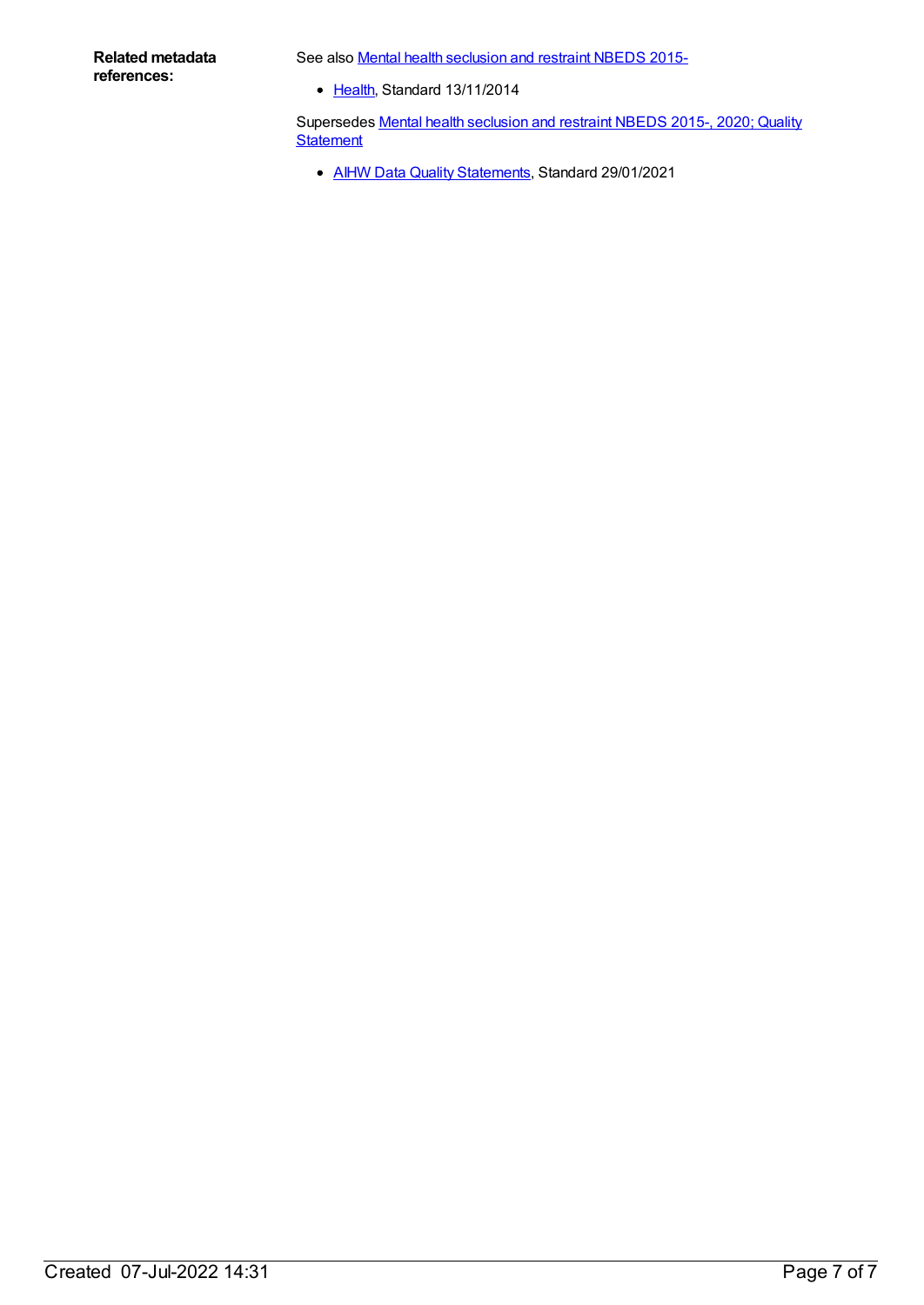**Related metadata references:**

See also Mental health seclusion and restraint NBEDS 2015-

- Health, Standard 13/11/2014

Supersedes Mental health seclusion and restraint NBEDS 2015-, 2020; Quality Statement

- AIHW Data Quality Statements, Standard 29/01/2021